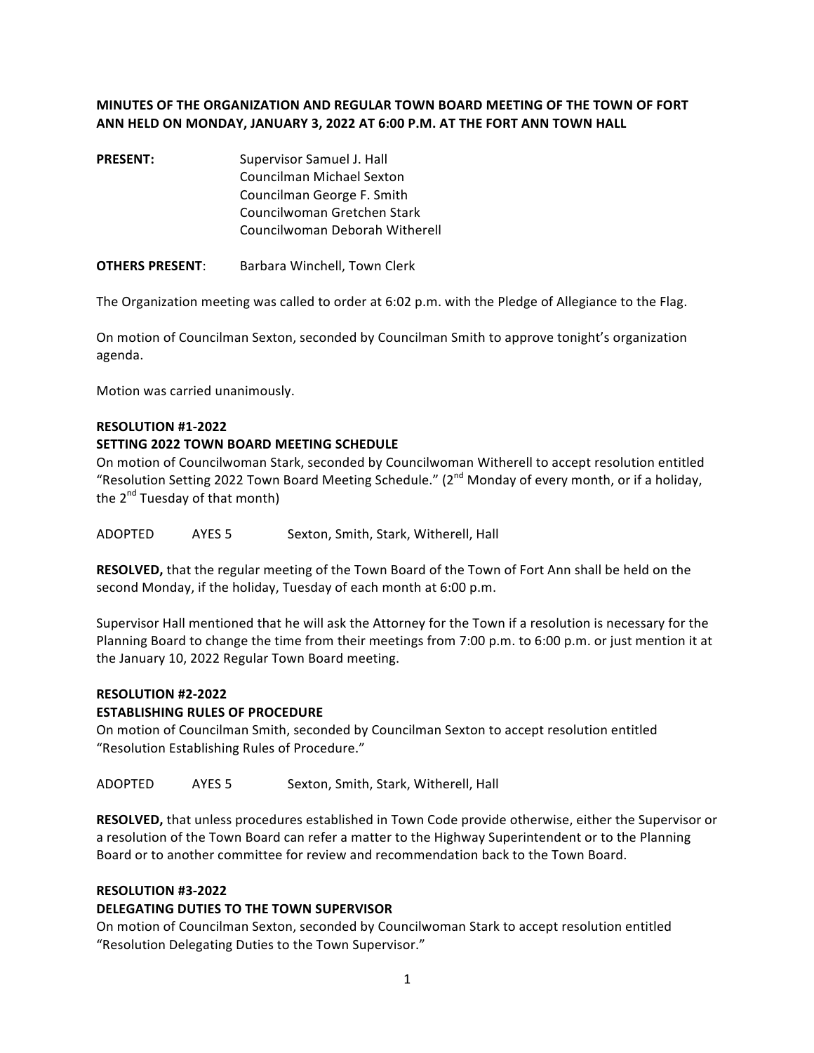**MINUTES OF THE ORGANIZATION AND REGULAR TOWN BOARD MEETING OF THE TOWN OF FORT ANN HELD ON MONDAY, JANUARY 3, 2022 AT 6:00 P.M. AT THE FORT ANN TOWN HALL**

**PRESENT:** Supervisor Samuel J. Hall
Councilman Michael Sexton
Councilman George F. Smith
Councilwoman Gretchen Stark
Councilwoman Deborah Witherell

**OTHERS PRESENT**: Barbara Winchell, Town Clerk

The Organization meeting was called to order at 6:02 p.m. with the Pledge of Allegiance to the Flag.

On motion of Councilman Sexton, seconded by Councilman Smith to approve tonight's organization agenda.

Motion was carried unanimously.

**RESOLUTION #1-2022**
**SETTING 2022 TOWN BOARD MEETING SCHEDULE**
On motion of Councilwoman Stark, seconded by Councilwoman Witherell to accept resolution entitled "Resolution Setting 2022 Town Board Meeting Schedule." (2nd Monday of every month, or if a holiday, the 2nd Tuesday of that month)

ADOPTED AYES 5 Sexton, Smith, Stark, Witherell, Hall

**RESOLVED,** that the regular meeting of the Town Board of the Town of Fort Ann shall be held on the second Monday, if the holiday, Tuesday of each month at 6:00 p.m.

Supervisor Hall mentioned that he will ask the Attorney for the Town if a resolution is necessary for the Planning Board to change the time from their meetings from 7:00 p.m. to 6:00 p.m. or just mention it at the January 10, 2022 Regular Town Board meeting.

**RESOLUTION #2-2022**
**ESTABLISHING RULES OF PROCEDURE**
On motion of Councilman Smith, seconded by Councilman Sexton to accept resolution entitled "Resolution Establishing Rules of Procedure."

ADOPTED AYES 5 Sexton, Smith, Stark, Witherell, Hall

**RESOLVED,** that unless procedures established in Town Code provide otherwise, either the Supervisor or a resolution of the Town Board can refer a matter to the Highway Superintendent or to the Planning Board or to another committee for review and recommendation back to the Town Board.

**RESOLUTION #3-2022**
**DELEGATING DUTIES TO THE TOWN SUPERVISOR**
On motion of Councilman Sexton, seconded by Councilwoman Stark to accept resolution entitled "Resolution Delegating Duties to the Town Supervisor."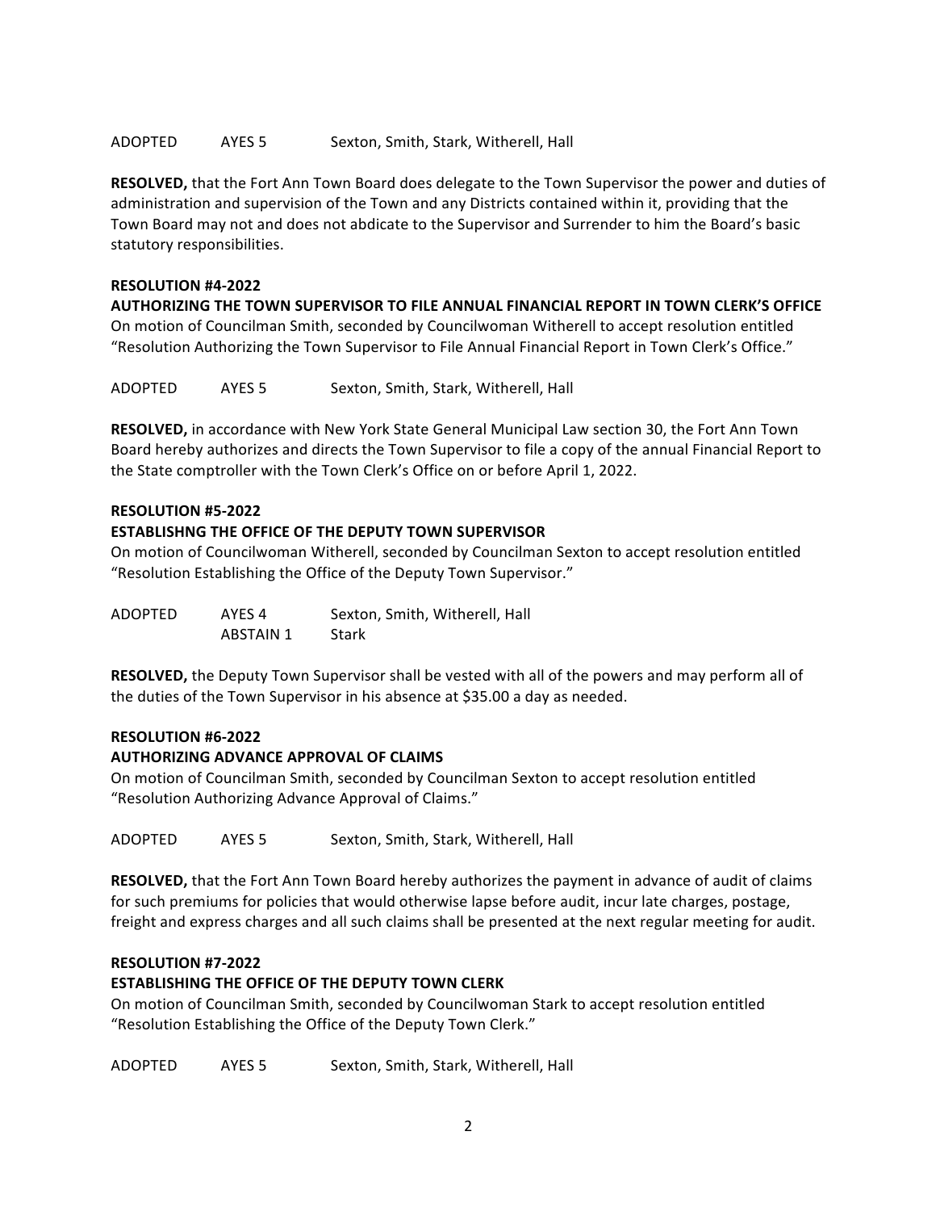ADOPTED AYES 5 Sexton, Smith, Stark, Witherell, Hall

**RESOLVED,** that the Fort Ann Town Board does delegate to the Town Supervisor the power and duties of administration and supervision of the Town and any Districts contained within it, providing that the Town Board may not and does not abdicate to the Supervisor and Surrender to him the Board's basic statutory responsibilities.

**RESOLUTION #4-2022**
**AUTHORIZING THE TOWN SUPERVISOR TO FILE ANNUAL FINANCIAL REPORT IN TOWN CLERK'S OFFICE**
On motion of Councilman Smith, seconded by Councilwoman Witherell to accept resolution entitled "Resolution Authorizing the Town Supervisor to File Annual Financial Report in Town Clerk's Office."

ADOPTED AYES 5 Sexton, Smith, Stark, Witherell, Hall

**RESOLVED,** in accordance with New York State General Municipal Law section 30, the Fort Ann Town Board hereby authorizes and directs the Town Supervisor to file a copy of the annual Financial Report to the State comptroller with the Town Clerk's Office on or before April 1, 2022.

**RESOLUTION #5-2022**
**ESTABLISHNG THE OFFICE OF THE DEPUTY TOWN SUPERVISOR**
On motion of Councilwoman Witherell, seconded by Councilman Sexton to accept resolution entitled "Resolution Establishing the Office of the Deputy Town Supervisor."

ADOPTED AYES 4 Sexton, Smith, Witherell, Hall
ABSTAIN 1 Stark

**RESOLVED,** the Deputy Town Supervisor shall be vested with all of the powers and may perform all of the duties of the Town Supervisor in his absence at $35.00 a day as needed.

**RESOLUTION #6-2022**
**AUTHORIZING ADVANCE APPROVAL OF CLAIMS**
On motion of Councilman Smith, seconded by Councilman Sexton to accept resolution entitled "Resolution Authorizing Advance Approval of Claims."

ADOPTED AYES 5 Sexton, Smith, Stark, Witherell, Hall

**RESOLVED,** that the Fort Ann Town Board hereby authorizes the payment in advance of audit of claims for such premiums for policies that would otherwise lapse before audit, incur late charges, postage, freight and express charges and all such claims shall be presented at the next regular meeting for audit.

**RESOLUTION #7-2022**
**ESTABLISHING THE OFFICE OF THE DEPUTY TOWN CLERK**
On motion of Councilman Smith, seconded by Councilwoman Stark to accept resolution entitled "Resolution Establishing the Office of the Deputy Town Clerk."

ADOPTED AYES 5 Sexton, Smith, Stark, Witherell, Hall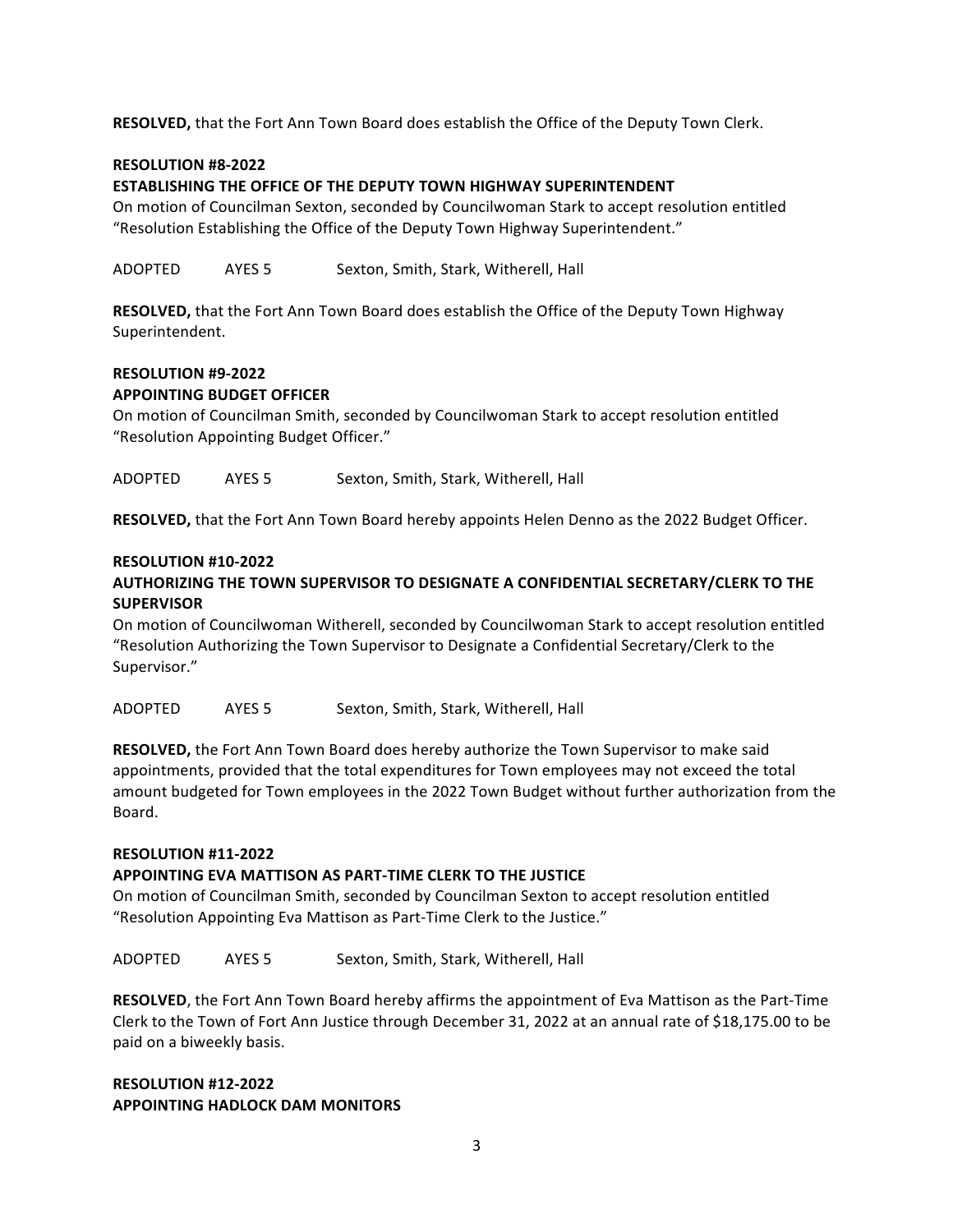**RESOLVED,** that the Fort Ann Town Board does establish the Office of the Deputy Town Clerk.

**RESOLUTION #8-2022**
**ESTABLISHING THE OFFICE OF THE DEPUTY TOWN HIGHWAY SUPERINTENDENT**

On motion of Councilman Sexton, seconded by Councilwoman Stark to accept resolution entitled "Resolution Establishing the Office of the Deputy Town Highway Superintendent."

ADOPTED AYES 5 Sexton, Smith, Stark, Witherell, Hall

**RESOLVED,** that the Fort Ann Town Board does establish the Office of the Deputy Town Highway Superintendent.

**RESOLUTION #9-2022**
**APPOINTING BUDGET OFFICER**

On motion of Councilman Smith, seconded by Councilwoman Stark to accept resolution entitled "Resolution Appointing Budget Officer."

ADOPTED AYES 5 Sexton, Smith, Stark, Witherell, Hall

**RESOLVED,** that the Fort Ann Town Board hereby appoints Helen Denno as the 2022 Budget Officer.

**RESOLUTION #10-2022**
**AUTHORIZING THE TOWN SUPERVISOR TO DESIGNATE A CONFIDENTIAL SECRETARY/CLERK TO THE SUPERVISOR**

On motion of Councilwoman Witherell, seconded by Councilwoman Stark to accept resolution entitled "Resolution Authorizing the Town Supervisor to Designate a Confidential Secretary/Clerk to the Supervisor."

ADOPTED AYES 5 Sexton, Smith, Stark, Witherell, Hall

**RESOLVED,** the Fort Ann Town Board does hereby authorize the Town Supervisor to make said appointments, provided that the total expenditures for Town employees may not exceed the total amount budgeted for Town employees in the 2022 Town Budget without further authorization from the Board.

**RESOLUTION #11-2022**
**APPOINTING EVA MATTISON AS PART-TIME CLERK TO THE JUSTICE**

On motion of Councilman Smith, seconded by Councilman Sexton to accept resolution entitled "Resolution Appointing Eva Mattison as Part-Time Clerk to the Justice."

ADOPTED AYES 5 Sexton, Smith, Stark, Witherell, Hall

**RESOLVED**, the Fort Ann Town Board hereby affirms the appointment of Eva Mattison as the Part-Time Clerk to the Town of Fort Ann Justice through December 31, 2022 at an annual rate of $18,175.00 to be paid on a biweekly basis.

**RESOLUTION #12-2022**
**APPOINTING HADLOCK DAM MONITORS**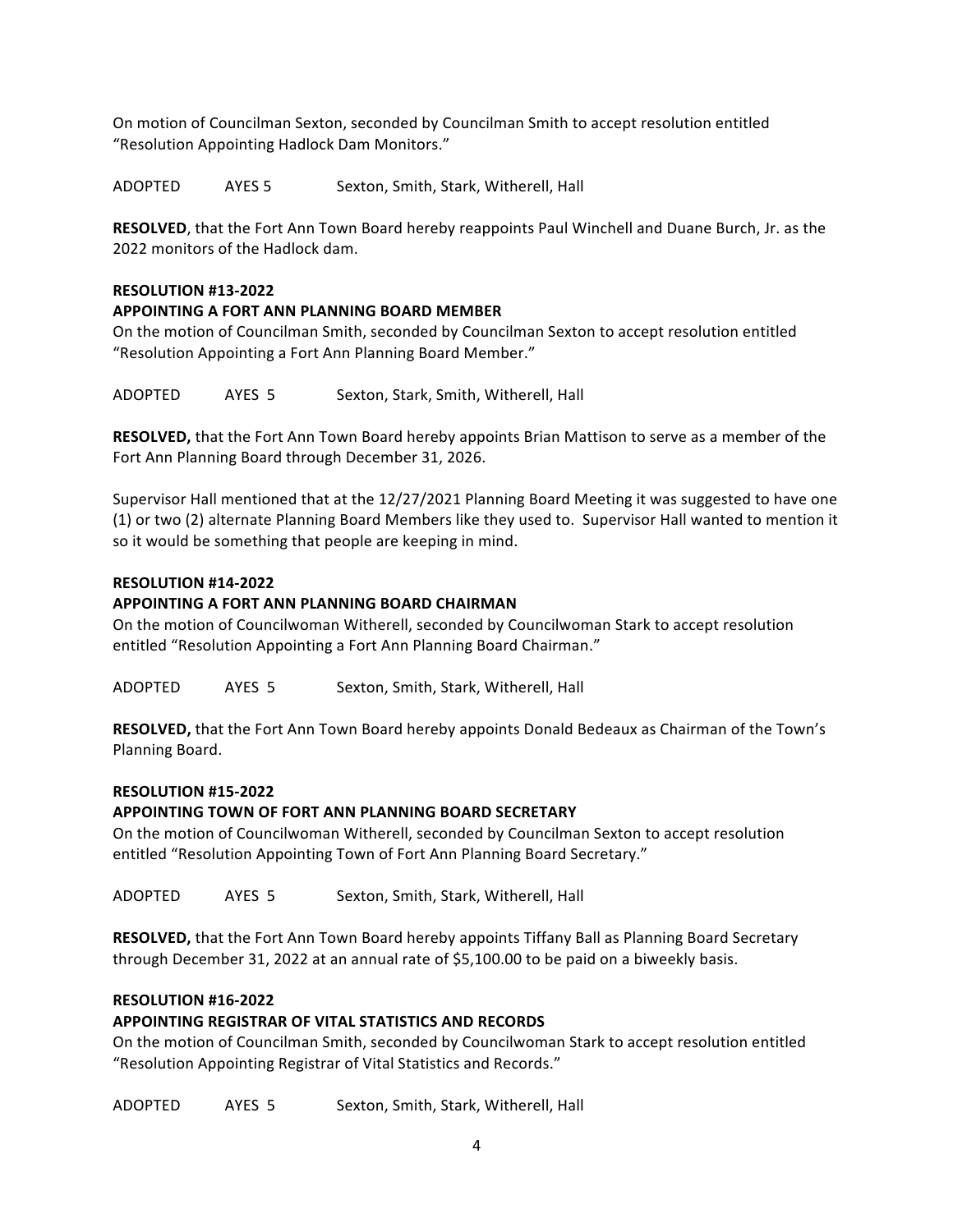On motion of Councilman Sexton, seconded by Councilman Smith to accept resolution entitled "Resolution Appointing Hadlock Dam Monitors."

ADOPTED AYES 5 Sexton, Smith, Stark, Witherell, Hall

**RESOLVED**, that the Fort Ann Town Board hereby reappoints Paul Winchell and Duane Burch, Jr. as the 2022 monitors of the Hadlock dam.

**RESOLUTION #13-2022**
**APPOINTING A FORT ANN PLANNING BOARD MEMBER**
On the motion of Councilman Smith, seconded by Councilman Sexton to accept resolution entitled "Resolution Appointing a Fort Ann Planning Board Member."

ADOPTED AYES 5 Sexton, Stark, Smith, Witherell, Hall

**RESOLVED,** that the Fort Ann Town Board hereby appoints Brian Mattison to serve as a member of the Fort Ann Planning Board through December 31, 2026.

Supervisor Hall mentioned that at the 12/27/2021 Planning Board Meeting it was suggested to have one (1) or two (2) alternate Planning Board Members like they used to. Supervisor Hall wanted to mention it so it would be something that people are keeping in mind.

**RESOLUTION #14-2022**
**APPOINTING A FORT ANN PLANNING BOARD CHAIRMAN**
On the motion of Councilwoman Witherell, seconded by Councilwoman Stark to accept resolution entitled "Resolution Appointing a Fort Ann Planning Board Chairman."

ADOPTED AYES 5 Sexton, Smith, Stark, Witherell, Hall

**RESOLVED,** that the Fort Ann Town Board hereby appoints Donald Bedeaux as Chairman of the Town's Planning Board.

**RESOLUTION #15-2022**
**APPOINTING TOWN OF FORT ANN PLANNING BOARD SECRETARY**
On the motion of Councilwoman Witherell, seconded by Councilman Sexton to accept resolution entitled "Resolution Appointing Town of Fort Ann Planning Board Secretary."

ADOPTED AYES 5 Sexton, Smith, Stark, Witherell, Hall

**RESOLVED,** that the Fort Ann Town Board hereby appoints Tiffany Ball as Planning Board Secretary through December 31, 2022 at an annual rate of $5,100.00 to be paid on a biweekly basis.

**RESOLUTION #16-2022**
**APPOINTING REGISTRAR OF VITAL STATISTICS AND RECORDS**
On the motion of Councilman Smith, seconded by Councilwoman Stark to accept resolution entitled "Resolution Appointing Registrar of Vital Statistics and Records."

ADOPTED AYES 5 Sexton, Smith, Stark, Witherell, Hall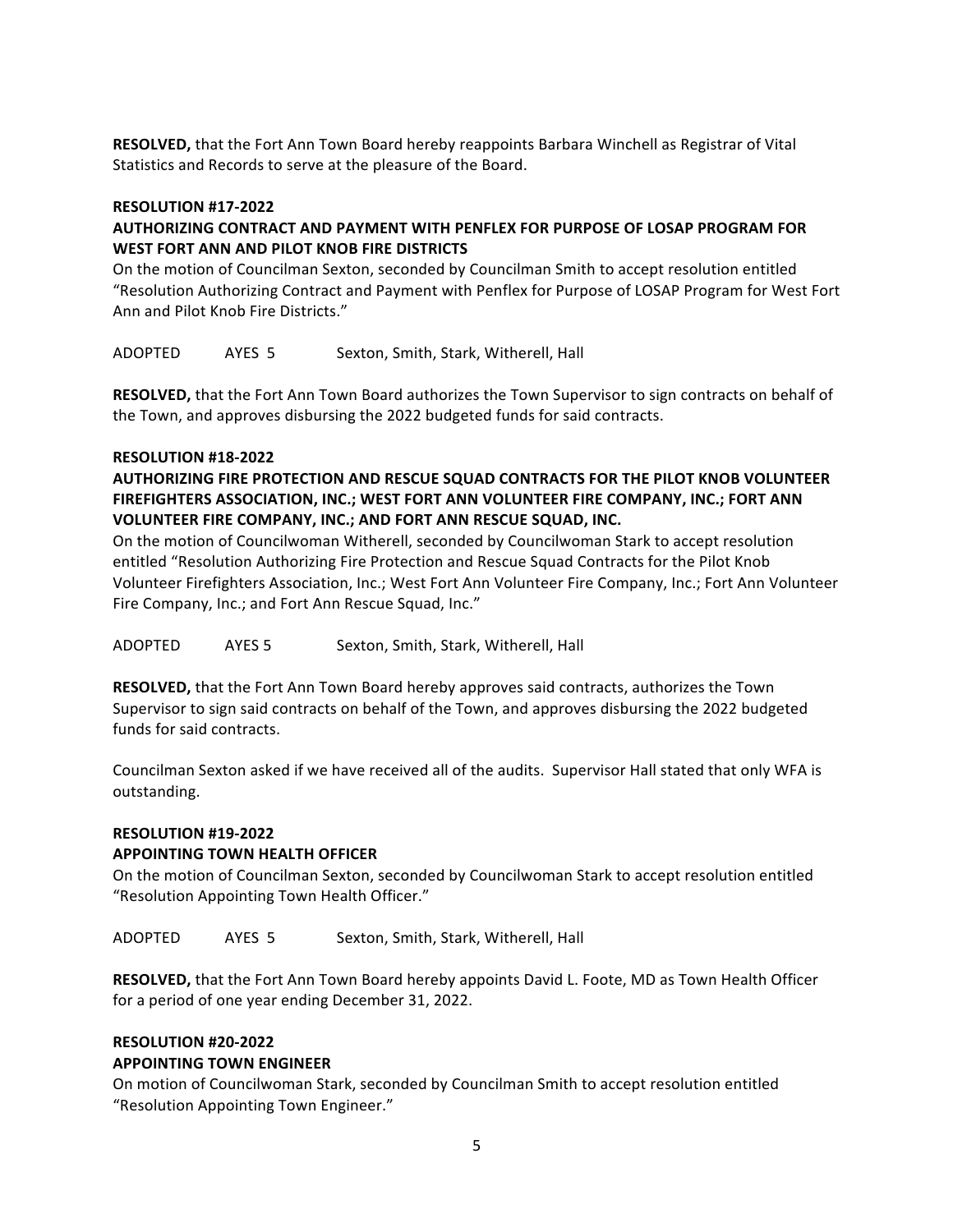**RESOLVED,** that the Fort Ann Town Board hereby reappoints Barbara Winchell as Registrar of Vital Statistics and Records to serve at the pleasure of the Board.

**RESOLUTION #17-2022**
**AUTHORIZING CONTRACT AND PAYMENT WITH PENFLEX FOR PURPOSE OF LOSAP PROGRAM FOR WEST FORT ANN AND PILOT KNOB FIRE DISTRICTS**

On the motion of Councilman Sexton, seconded by Councilman Smith to accept resolution entitled "Resolution Authorizing Contract and Payment with Penflex for Purpose of LOSAP Program for West Fort Ann and Pilot Knob Fire Districts."

ADOPTED AYES 5 Sexton, Smith, Stark, Witherell, Hall

**RESOLVED,** that the Fort Ann Town Board authorizes the Town Supervisor to sign contracts on behalf of the Town, and approves disbursing the 2022 budgeted funds for said contracts.

**RESOLUTION #18-2022**
**AUTHORIZING FIRE PROTECTION AND RESCUE SQUAD CONTRACTS FOR THE PILOT KNOB VOLUNTEER FIREFIGHTERS ASSOCIATION, INC.; WEST FORT ANN VOLUNTEER FIRE COMPANY, INC.; FORT ANN VOLUNTEER FIRE COMPANY, INC.; AND FORT ANN RESCUE SQUAD, INC.**

On the motion of Councilwoman Witherell, seconded by Councilwoman Stark to accept resolution entitled "Resolution Authorizing Fire Protection and Rescue Squad Contracts for the Pilot Knob Volunteer Firefighters Association, Inc.; West Fort Ann Volunteer Fire Company, Inc.; Fort Ann Volunteer Fire Company, Inc.; and Fort Ann Rescue Squad, Inc."

ADOPTED AYES 5 Sexton, Smith, Stark, Witherell, Hall

**RESOLVED,** that the Fort Ann Town Board hereby approves said contracts, authorizes the Town Supervisor to sign said contracts on behalf of the Town, and approves disbursing the 2022 budgeted funds for said contracts.

Councilman Sexton asked if we have received all of the audits. Supervisor Hall stated that only WFA is outstanding.

**RESOLUTION #19-2022**
**APPOINTING TOWN HEALTH OFFICER**

On the motion of Councilman Sexton, seconded by Councilwoman Stark to accept resolution entitled "Resolution Appointing Town Health Officer."

ADOPTED AYES 5 Sexton, Smith, Stark, Witherell, Hall

**RESOLVED,** that the Fort Ann Town Board hereby appoints David L. Foote, MD as Town Health Officer for a period of one year ending December 31, 2022.

**RESOLUTION #20-2022**
**APPOINTING TOWN ENGINEER**

On motion of Councilwoman Stark, seconded by Councilman Smith to accept resolution entitled "Resolution Appointing Town Engineer."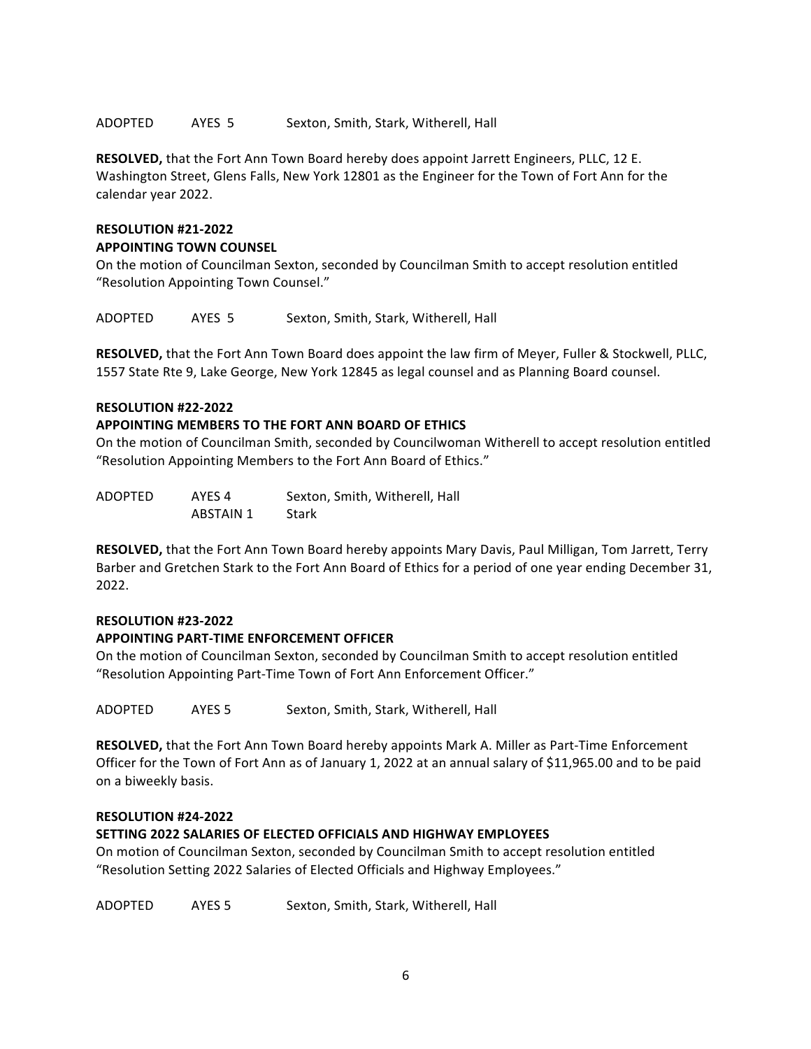ADOPTED AYES 5 Sexton, Smith, Stark, Witherell, Hall

**RESOLVED,** that the Fort Ann Town Board hereby does appoint Jarrett Engineers, PLLC, 12 E. Washington Street, Glens Falls, New York 12801 as the Engineer for the Town of Fort Ann for the calendar year 2022.

**RESOLUTION #21-2022**
**APPOINTING TOWN COUNSEL**

On the motion of Councilman Sexton, seconded by Councilman Smith to accept resolution entitled "Resolution Appointing Town Counsel."

ADOPTED AYES 5 Sexton, Smith, Stark, Witherell, Hall

**RESOLVED,** that the Fort Ann Town Board does appoint the law firm of Meyer, Fuller & Stockwell, PLLC, 1557 State Rte 9, Lake George, New York 12845 as legal counsel and as Planning Board counsel.

**RESOLUTION #22-2022**
**APPOINTING MEMBERS TO THE FORT ANN BOARD OF ETHICS**

On the motion of Councilman Smith, seconded by Councilwoman Witherell to accept resolution entitled "Resolution Appointing Members to the Fort Ann Board of Ethics."

ADOPTED AYES 4 Sexton, Smith, Witherell, Hall
ABSTAIN 1 Stark

**RESOLVED,** that the Fort Ann Town Board hereby appoints Mary Davis, Paul Milligan, Tom Jarrett, Terry Barber and Gretchen Stark to the Fort Ann Board of Ethics for a period of one year ending December 31, 2022.

**RESOLUTION #23-2022**
**APPOINTING PART-TIME ENFORCEMENT OFFICER**

On the motion of Councilman Sexton, seconded by Councilman Smith to accept resolution entitled "Resolution Appointing Part-Time Town of Fort Ann Enforcement Officer."

ADOPTED AYES 5 Sexton, Smith, Stark, Witherell, Hall

**RESOLVED,** that the Fort Ann Town Board hereby appoints Mark A. Miller as Part-Time Enforcement Officer for the Town of Fort Ann as of January 1, 2022 at an annual salary of $11,965.00 and to be paid on a biweekly basis.

**RESOLUTION #24-2022**
**SETTING 2022 SALARIES OF ELECTED OFFICIALS AND HIGHWAY EMPLOYEES**

On motion of Councilman Sexton, seconded by Councilman Smith to accept resolution entitled "Resolution Setting 2022 Salaries of Elected Officials and Highway Employees."

ADOPTED AYES 5 Sexton, Smith, Stark, Witherell, Hall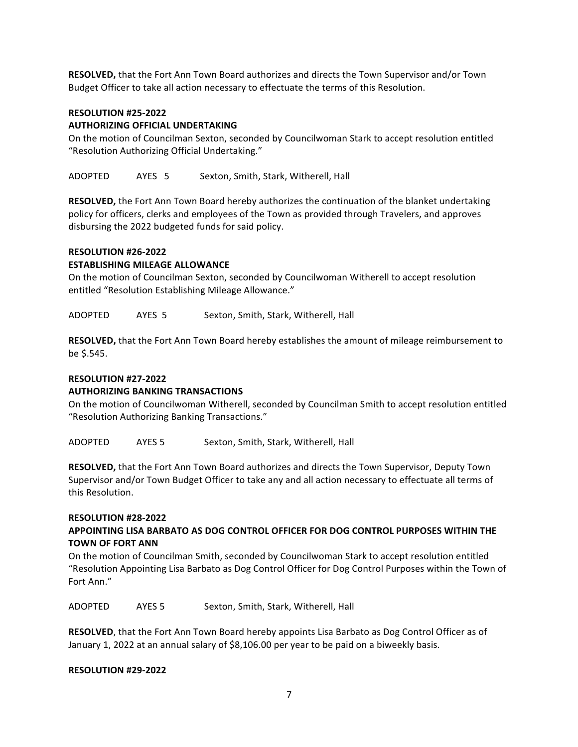**RESOLVED,** that the Fort Ann Town Board authorizes and directs the Town Supervisor and/or Town Budget Officer to take all action necessary to effectuate the terms of this Resolution.

**RESOLUTION #25-2022**
**AUTHORIZING OFFICIAL UNDERTAKING**

On the motion of Councilman Sexton, seconded by Councilwoman Stark to accept resolution entitled "Resolution Authorizing Official Undertaking."

ADOPTED AYES 5 Sexton, Smith, Stark, Witherell, Hall

**RESOLVED,** the Fort Ann Town Board hereby authorizes the continuation of the blanket undertaking policy for officers, clerks and employees of the Town as provided through Travelers, and approves disbursing the 2022 budgeted funds for said policy.

**RESOLUTION #26-2022**
**ESTABLISHING MILEAGE ALLOWANCE**

On the motion of Councilman Sexton, seconded by Councilwoman Witherell to accept resolution entitled "Resolution Establishing Mileage Allowance."

ADOPTED AYES 5 Sexton, Smith, Stark, Witherell, Hall

**RESOLVED,** that the Fort Ann Town Board hereby establishes the amount of mileage reimbursement to be $.545.

**RESOLUTION #27-2022**
**AUTHORIZING BANKING TRANSACTIONS**

On the motion of Councilwoman Witherell, seconded by Councilman Smith to accept resolution entitled "Resolution Authorizing Banking Transactions."

ADOPTED AYES 5 Sexton, Smith, Stark, Witherell, Hall

**RESOLVED,** that the Fort Ann Town Board authorizes and directs the Town Supervisor, Deputy Town Supervisor and/or Town Budget Officer to take any and all action necessary to effectuate all terms of this Resolution.

**RESOLUTION #28-2022**
**APPOINTING LISA BARBATO AS DOG CONTROL OFFICER FOR DOG CONTROL PURPOSES WITHIN THE TOWN OF FORT ANN**

On the motion of Councilman Smith, seconded by Councilwoman Stark to accept resolution entitled "Resolution Appointing Lisa Barbato as Dog Control Officer for Dog Control Purposes within the Town of Fort Ann."

ADOPTED AYES 5 Sexton, Smith, Stark, Witherell, Hall

**RESOLVED**, that the Fort Ann Town Board hereby appoints Lisa Barbato as Dog Control Officer as of January 1, 2022 at an annual salary of $8,106.00 per year to be paid on a biweekly basis.

**RESOLUTION #29-2022**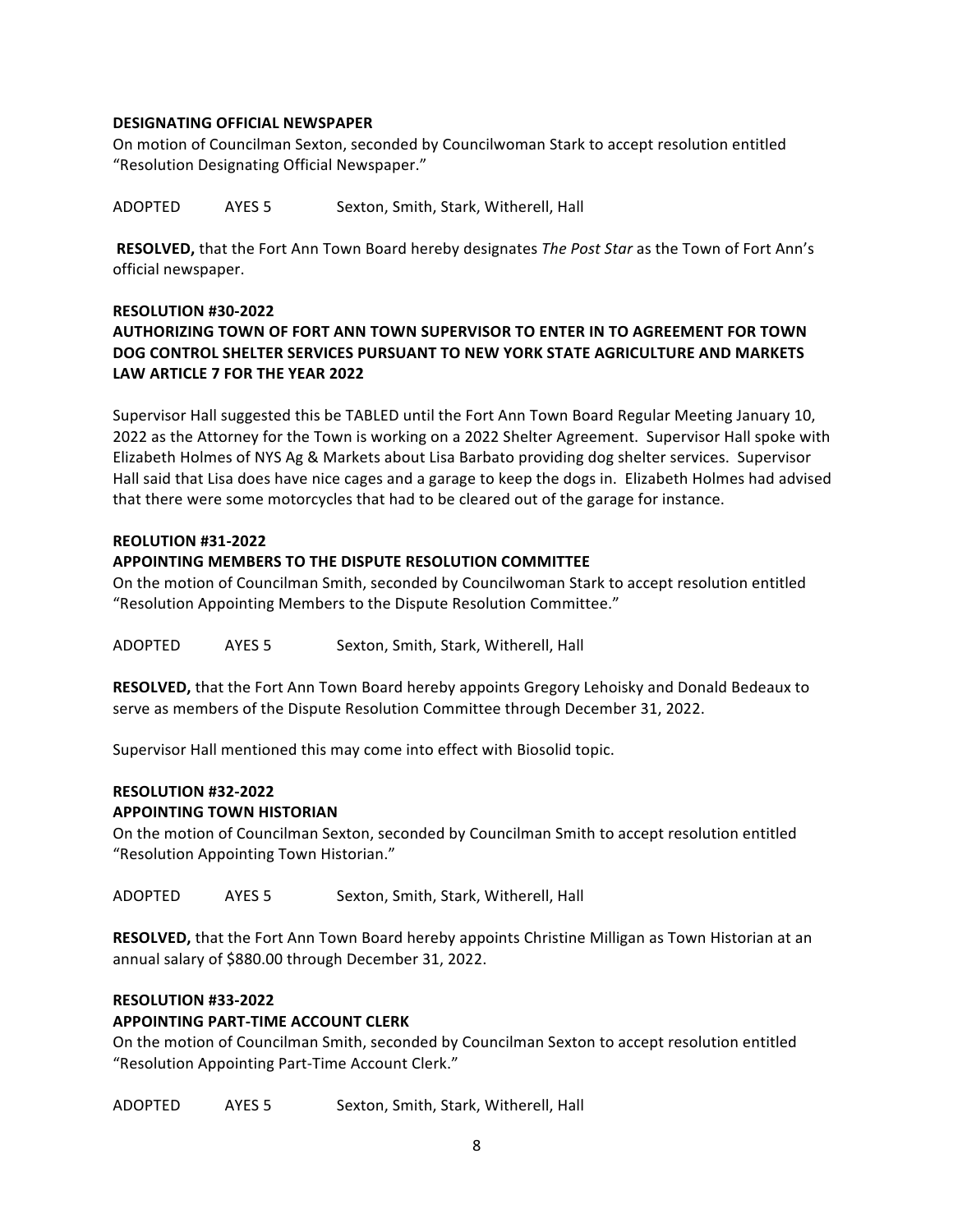**DESIGNATING OFFICIAL NEWSPAPER**

On motion of Councilman Sexton, seconded by Councilwoman Stark to accept resolution entitled "Resolution Designating Official Newspaper."

ADOPTED AYES 5 Sexton, Smith, Stark, Witherell, Hall

**RESOLVED,** that the Fort Ann Town Board hereby designates *The Post Star* as the Town of Fort Ann's official newspaper.

**RESOLUTION #30-2022**

**AUTHORIZING TOWN OF FORT ANN TOWN SUPERVISOR TO ENTER IN TO AGREEMENT FOR TOWN DOG CONTROL SHELTER SERVICES PURSUANT TO NEW YORK STATE AGRICULTURE AND MARKETS LAW ARTICLE 7 FOR THE YEAR 2022**

Supervisor Hall suggested this be TABLED until the Fort Ann Town Board Regular Meeting January 10, 2022 as the Attorney for the Town is working on a 2022 Shelter Agreement. Supervisor Hall spoke with Elizabeth Holmes of NYS Ag & Markets about Lisa Barbato providing dog shelter services. Supervisor Hall said that Lisa does have nice cages and a garage to keep the dogs in. Elizabeth Holmes had advised that there were some motorcycles that had to be cleared out of the garage for instance.

**REOLUTION #31-2022**

**APPOINTING MEMBERS TO THE DISPUTE RESOLUTION COMMITTEE**

On the motion of Councilman Smith, seconded by Councilwoman Stark to accept resolution entitled "Resolution Appointing Members to the Dispute Resolution Committee."

ADOPTED AYES 5 Sexton, Smith, Stark, Witherell, Hall

**RESOLVED,** that the Fort Ann Town Board hereby appoints Gregory Lehoisky and Donald Bedeaux to serve as members of the Dispute Resolution Committee through December 31, 2022.

Supervisor Hall mentioned this may come into effect with Biosolid topic.

**RESOLUTION #32-2022**

**APPOINTING TOWN HISTORIAN**

On the motion of Councilman Sexton, seconded by Councilman Smith to accept resolution entitled "Resolution Appointing Town Historian."

ADOPTED AYES 5 Sexton, Smith, Stark, Witherell, Hall

**RESOLVED,** that the Fort Ann Town Board hereby appoints Christine Milligan as Town Historian at an annual salary of $880.00 through December 31, 2022.

**RESOLUTION #33-2022**

**APPOINTING PART-TIME ACCOUNT CLERK**

On the motion of Councilman Smith, seconded by Councilman Sexton to accept resolution entitled "Resolution Appointing Part-Time Account Clerk."

ADOPTED AYES 5 Sexton, Smith, Stark, Witherell, Hall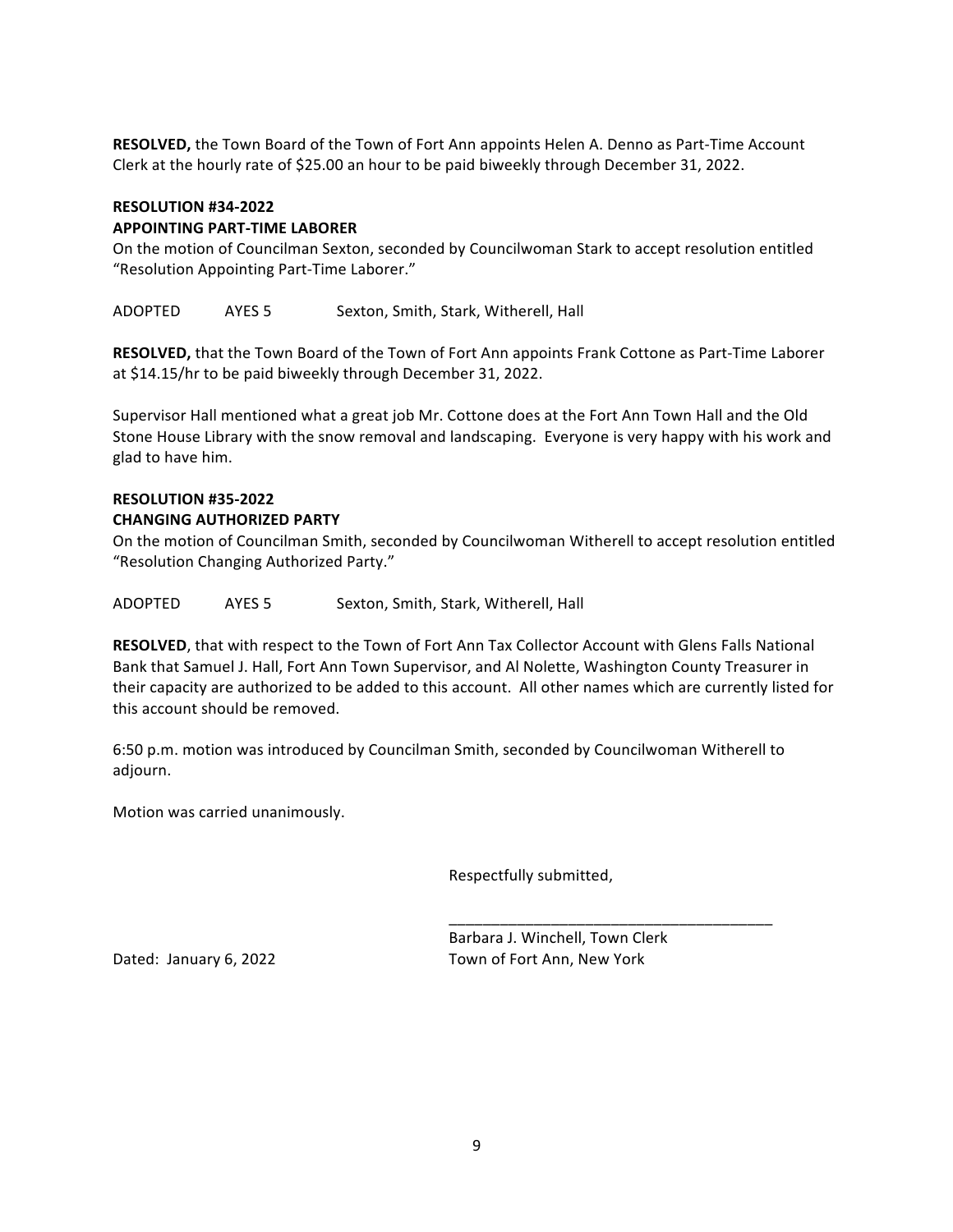**RESOLVED,** the Town Board of the Town of Fort Ann appoints Helen A. Denno as Part-Time Account Clerk at the hourly rate of $25.00 an hour to be paid biweekly through December 31, 2022.

**RESOLUTION #34-2022**
**APPOINTING PART-TIME LABORER**

On the motion of Councilman Sexton, seconded by Councilwoman Stark to accept resolution entitled "Resolution Appointing Part-Time Laborer."

ADOPTED AYES 5 Sexton, Smith, Stark, Witherell, Hall

**RESOLVED,** that the Town Board of the Town of Fort Ann appoints Frank Cottone as Part-Time Laborer at $14.15/hr to be paid biweekly through December 31, 2022.

Supervisor Hall mentioned what a great job Mr. Cottone does at the Fort Ann Town Hall and the Old Stone House Library with the snow removal and landscaping. Everyone is very happy with his work and glad to have him.

**RESOLUTION #35-2022**
**CHANGING AUTHORIZED PARTY**

On the motion of Councilman Smith, seconded by Councilwoman Witherell to accept resolution entitled "Resolution Changing Authorized Party."

ADOPTED AYES 5 Sexton, Smith, Stark, Witherell, Hall

**RESOLVED**, that with respect to the Town of Fort Ann Tax Collector Account with Glens Falls National Bank that Samuel J. Hall, Fort Ann Town Supervisor, and Al Nolette, Washington County Treasurer in their capacity are authorized to be added to this account. All other names which are currently listed for this account should be removed.

6:50 p.m. motion was introduced by Councilman Smith, seconded by Councilwoman Witherell to adjourn.

Motion was carried unanimously.

Respectfully submitted,

_______________________________________

Barbara J. Winchell, Town Clerk
Town of Fort Ann, New York

Dated: January 6, 2022